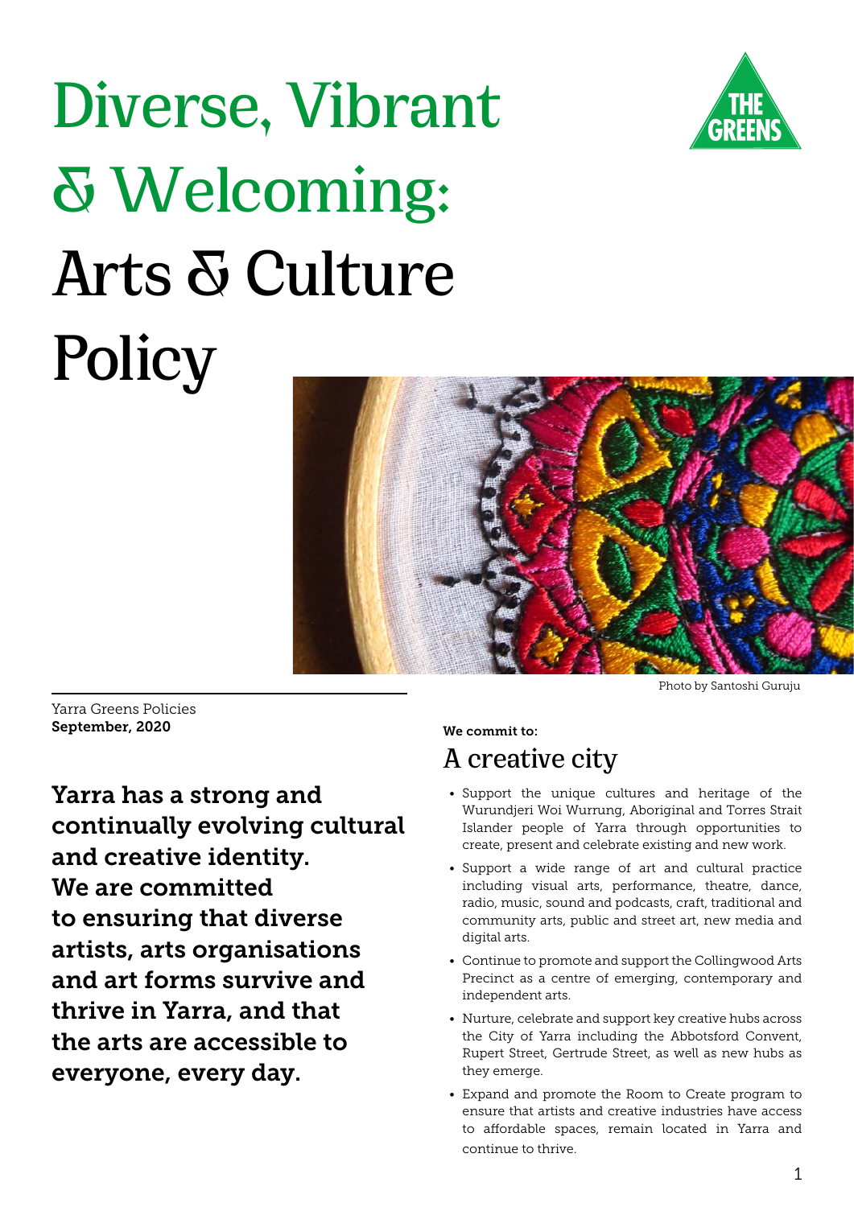# Diverse, Vibrant & Welcoming: Arts & Culture Policy

Photo by Santoshi Guruju

Yarra Greens Policies
**September, 2020**

**Yarra has a strong and continually evolving cultural and creative identity. We are committed to ensuring that diverse artists, arts organisations and art forms survive and thrive in Yarra, and that the arts are accessible to everyone, every day.**

**We commit to:**

## A creative city

- Support the unique cultures and heritage of the Wurundjeri Woi Wurrung, Aboriginal and Torres Strait Islander people of Yarra through opportunities to create, present and celebrate existing and new work.
- Support a wide range of art and cultural practice including visual arts, performance, theatre, dance, radio, music, sound and podcasts, craft, traditional and community arts, public and street art, new media and digital arts.
- Continue to promote and support the Collingwood Arts Precinct as a centre of emerging, contemporary and independent arts.
- Nurture, celebrate and support key creative hubs across the City of Yarra including the Abbotsford Convent, Rupert Street, Gertrude Street, as well as new hubs as they emerge.
- Expand and promote the Room to Create program to ensure that artists and creative industries have access to affordable spaces, remain located in Yarra and continue to thrive.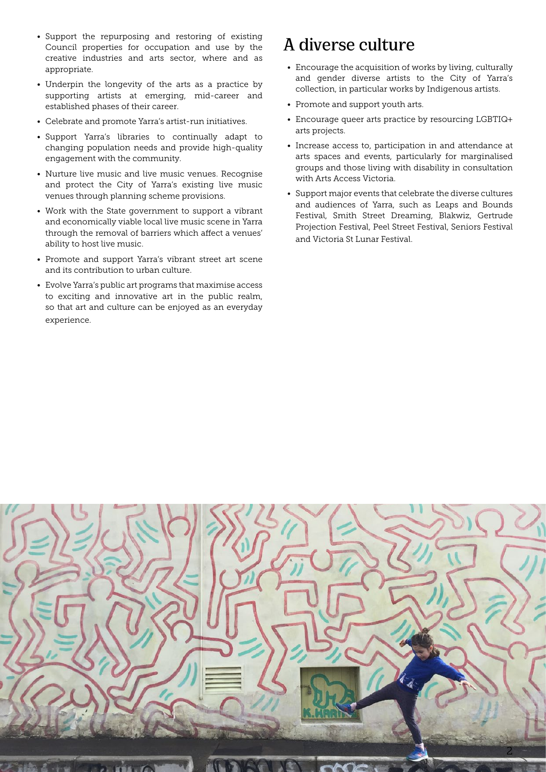- Support the repurposing and restoring of existing Council properties for occupation and use by the creative industries and arts sector, where and as appropriate.
- Underpin the longevity of the arts as a practice by supporting artists at emerging, mid-career and established phases of their career.
- Celebrate and promote Yarra's artist-run initiatives.
- Support Yarra's libraries to continually adapt to changing population needs and provide high-quality engagement with the community.
- Nurture live music and live music venues. Recognise and protect the City of Yarra's existing live music venues through planning scheme provisions.
- Work with the State government to support a vibrant and economically viable local live music scene in Yarra through the removal of barriers which affect a venues' ability to host live music.
- Promote and support Yarra's vibrant street art scene and its contribution to urban culture.
- Evolve Yarra's public art programs that maximise access to exciting and innovative art in the public realm, so that art and culture can be enjoyed as an everyday experience.

# A diverse culture

- Encourage the acquisition of works by living, culturally and gender diverse artists to the City of Yarra's collection, in particular works by Indigenous artists.
- Promote and support youth arts.
- Encourage queer arts practice by resourcing LGBTIQ+ arts projects.
- Increase access to, participation in and attendance at arts spaces and events, particularly for marginalised groups and those living with disability in consultation with Arts Access Victoria.
- Support major events that celebrate the diverse cultures and audiences of Yarra, such as Leaps and Bounds Festival, Smith Street Dreaming, Blakwiz, Gertrude Projection Festival, Peel Street Festival, Seniors Festival and Victoria St Lunar Festival.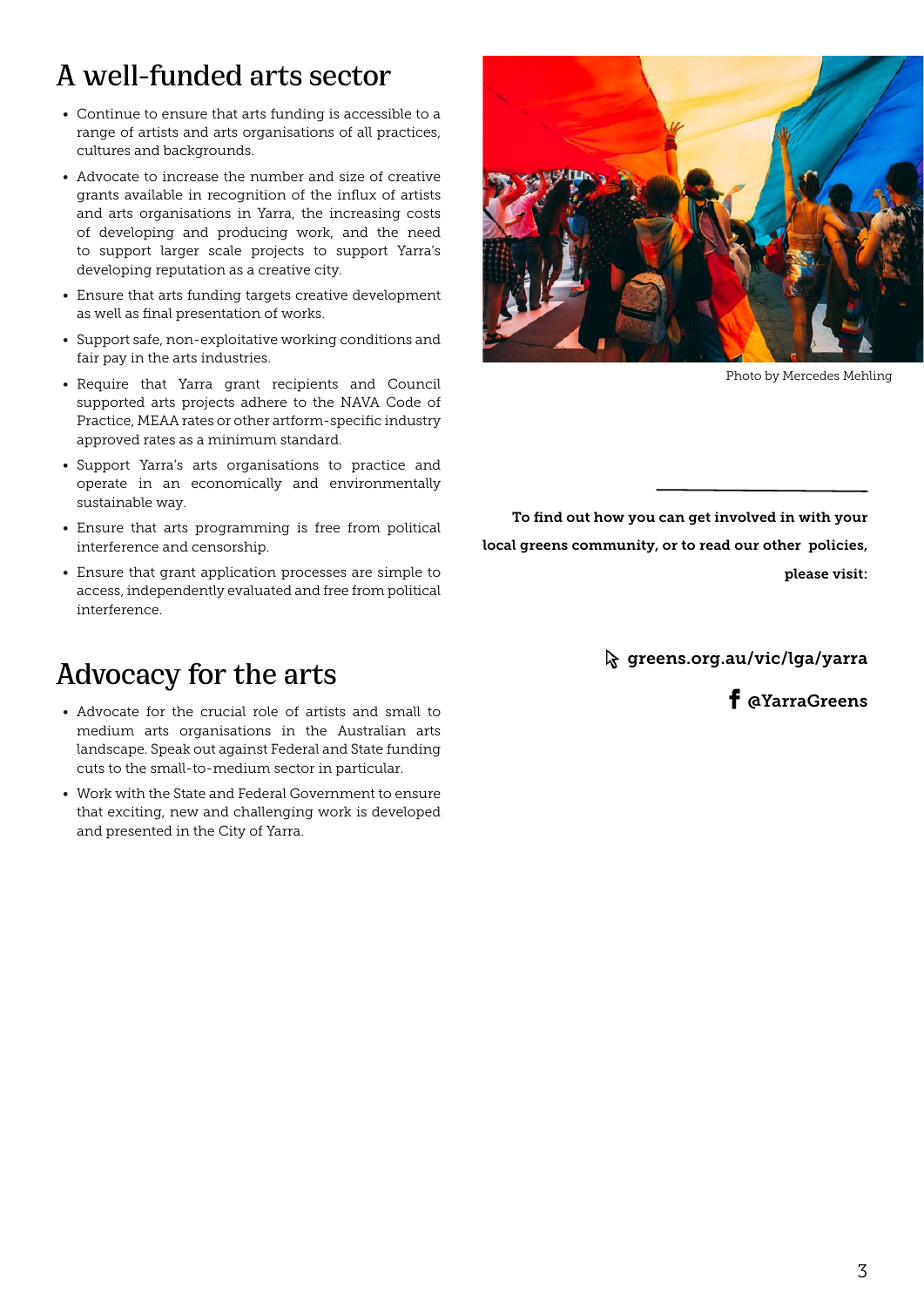## A well-funded arts sector

- Continue to ensure that arts funding is accessible to a range of artists and arts organisations of all practices, cultures and backgrounds.
- Advocate to increase the number and size of creative grants available in recognition of the influx of artists and arts organisations in Yarra, the increasing costs of developing and producing work, and the need to support larger scale projects to support Yarra's developing reputation as a creative city.
- Ensure that arts funding targets creative development as well as final presentation of works.
- Support safe, non-exploitative working conditions and fair pay in the arts industries.
- Require that Yarra grant recipients and Council supported arts projects adhere to the NAVA Code of Practice, MEAA rates or other artform-specific industry approved rates as a minimum standard.
- Support Yarra's arts organisations to practice and operate in an economically and environmentally sustainable way.
- Ensure that arts programming is free from political interference and censorship.
- Ensure that grant application processes are simple to access, independently evaluated and free from political interference.

## Advocacy for the arts

- Advocate for the crucial role of artists and small to medium arts organisations in the Australian arts landscape. Speak out against Federal and State funding cuts to the small-to-medium sector in particular.
- Work with the State and Federal Government to ensure that exciting, new and challenging work is developed and presented in the City of Yarra.

Photo by Mercedes Mehling

**To find out how you can get involved in with your local greens community, or to read our other policies, please visit:**

**greens.org.au/vic/lga/yarra**

**@YarraGreens**